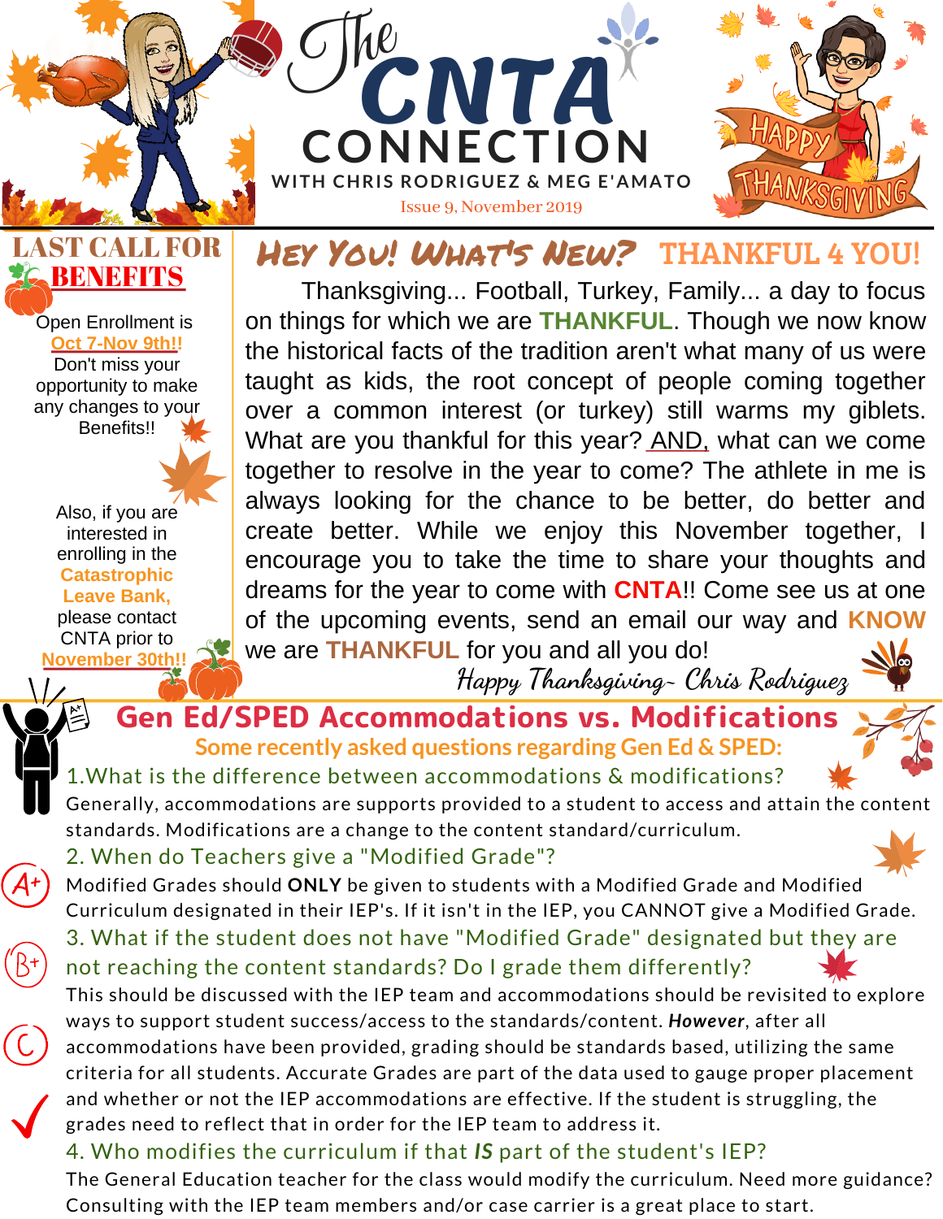# The CNTA CONNECTION

**WITH CHRIS RODRIGUEZ & MEG E'AMATO**

Issue 9, November 2019

HAPPY THANKSGIVING

## LAST CALL FOR BENEFITS

Open Enrollment is Oct 7-Nov 9th!! Don't miss your opportunity to make any changes to your Benefits!!

Also, if you are interested in enrolling in the **Catastrophic Leave Bank,** please contact CNTA prior to **November 30th!!**

## Hey You! What's New? THANKFUL 4 YOU!

Thanksgiving... Football, Turkey, Family... a day to focus on things for which we are **THANKFUL**. Though we now know the historical facts of the tradition aren't what many of us were taught as kids, the root concept of people coming together over a common interest (or turkey) still warms my giblets. What are you thankful for this year? AND, what can we come together to resolve in the year to come? The athlete in me is always looking for the chance to be better, do better and create better. While we enjoy this November together, I encourage you to take the time to share your thoughts and dreams for the year to come with **CNTA**!! Come see us at one of the upcoming events, send an email our way and **KNOW** we are **THANKFUL** for you and all you do!

*Happy Thanksgiving~ Chris Rodriguez*

## Gen Ed/SPED Accommodations vs. Modifications

### Some recently asked questions regarding Gen Ed & SPED:

1. What is the difference between accommodations & modifications?

Generally, accommodations are supports provided to a student to access and attain the content standards. Modifications are a change to the content standard/curriculum.

2. When do Teachers give a "Modified Grade"?

Modified Grades should **ONLY** be given to students with a Modified Grade and Modified Curriculum designated in their IEP's. If it isn't in the IEP, you CANNOT give a Modified Grade.

3. What if the student does not have "Modified Grade" designated but they are not reaching the content standards? Do I grade them differently?

This should be discussed with the IEP team and accommodations should be revisited to explore ways to support student success/access to the standards/content. ***However***, after all accommodations have been provided, grading should be standards based, utilizing the same criteria for all students. Accurate Grades are part of the data used to gauge proper placement and whether or not the IEP accommodations are effective. If the student is struggling, the grades need to reflect that in order for the IEP team to address it.

4. Who modifies the curriculum if that ***IS*** part of the student's IEP?

The General Education teacher for the class would modify the curriculum. Need more guidance? Consulting with the IEP team members and/or case carrier is a great place to start.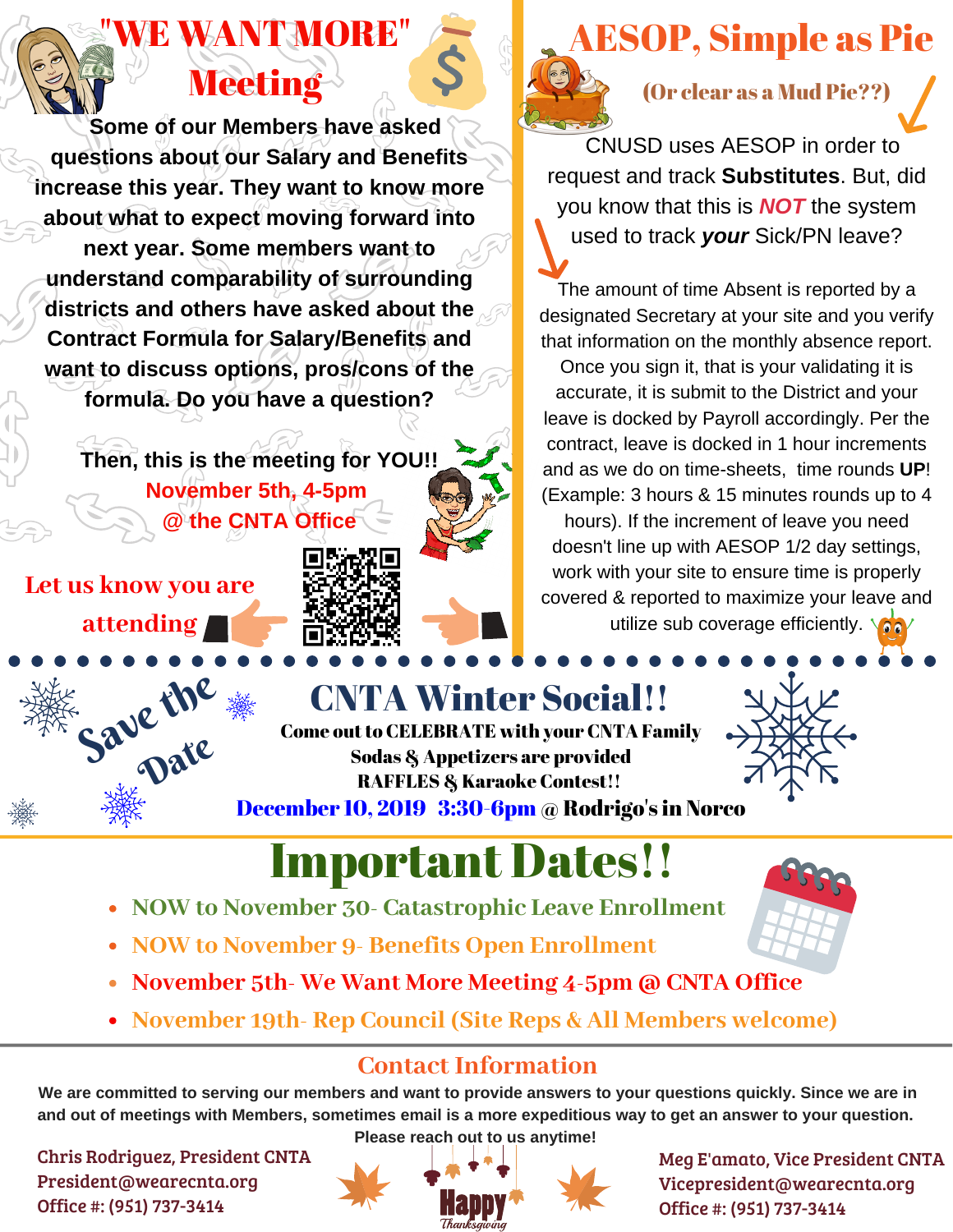# "WE WANT MORE" Meeting

**Some of our Members have asked questions about our Salary and Benefits increase this year. They want to know more about what to expect moving forward into next year. Some members want to understand comparability of surrounding districts and others have asked about the Contract Formula for Salary/Benefits and want to discuss options, pros/cons of the formula. Do you have a question?**

**Then, this is the meeting for YOU!!**

**November 5th, 4-5pm**

**@ the CNTA Office**

Let us know you are attending

# AESOP, Simple as Pie

(Or clear as a Mud Pie??)

CNUSD uses AESOP in order to request and track **Substitutes**. But, did you know that this is ***NOT*** the system used to track ***your*** Sick/PN leave?

The amount of time Absent is reported by a designated Secretary at your site and you verify that information on the monthly absence report. Once you sign it, that is your validating it is accurate, it is submit to the District and your leave is docked by Payroll accordingly. Per the contract, leave is docked in 1 hour increments and as we do on time-sheets, time rounds **UP**! (Example: 3 hours & 15 minutes rounds up to 4 hours). If the increment of leave you need doesn't line up with AESOP 1/2 day settings, work with your site to ensure time is properly covered & reported to maximize your leave and utilize sub coverage efficiently.

Save the Date

# CNTA Winter Social!!

**Come out to CELEBRATE with your CNTA Family**

**Sodas & Appetizers are provided**

**RAFFLES & Karaoke Contest!!**

**December 10, 2019 3:30-6pm @ Rodrigo's in Norco**

# Important Dates!!

- NOW to November 30- Catastrophic Leave Enrollment
- NOW to November 9- Benefits Open Enrollment
- November 5th- We Want More Meeting 4-5pm @ CNTA Office
- November 19th- Rep Council (Site Reps & All Members welcome)

## Contact Information

**We are committed to serving our members and want to provide answers to your questions quickly. Since we are in and out of meetings with Members, sometimes email is a more expeditious way to get an answer to your question. Please reach out to us anytime!**

Chris Rodriguez, President CNTA
President@wearecnta.org
Office #: (951) 737-3414

Meg E'amato, Vice President CNTA
Vicepresident@wearecnta.org
Office #: (951) 737-3414

Happy Thanksgiving